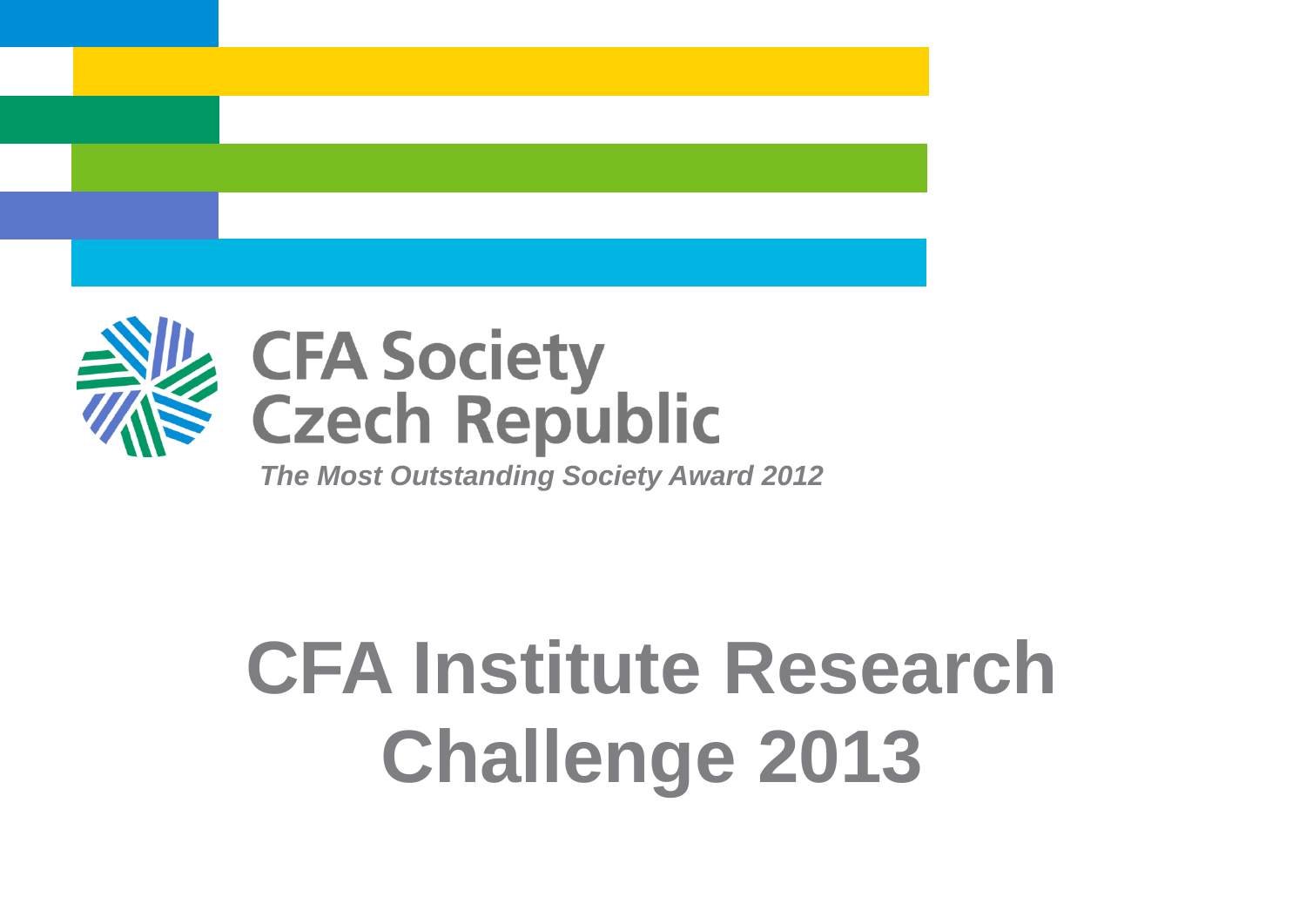CFA Society Czech Republic

*The Most Outstanding Society Award 2012*

# CFA Institute Research Challenge 2013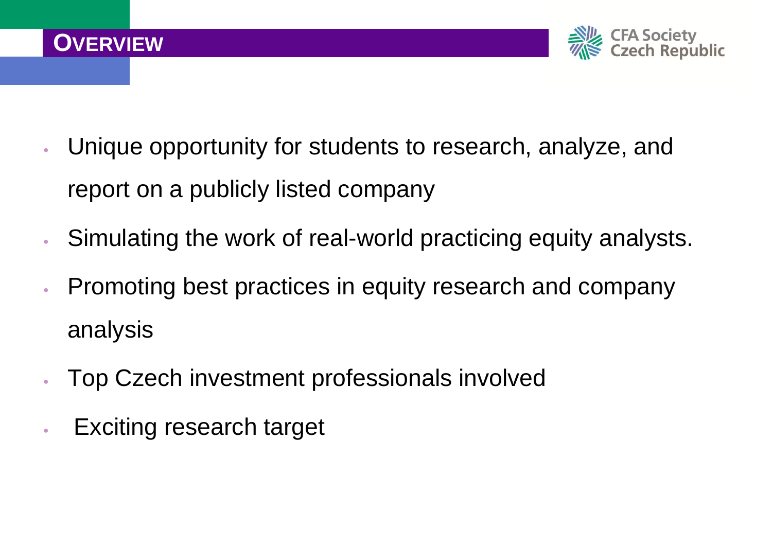## OVERVIEW

- Unique opportunity for students to research, analyze, and report on a publicly listed company
- Simulating the work of real-world practicing equity analysts.
- Promoting best practices in equity research and company analysis
- Top Czech investment professionals involved
- Exciting research target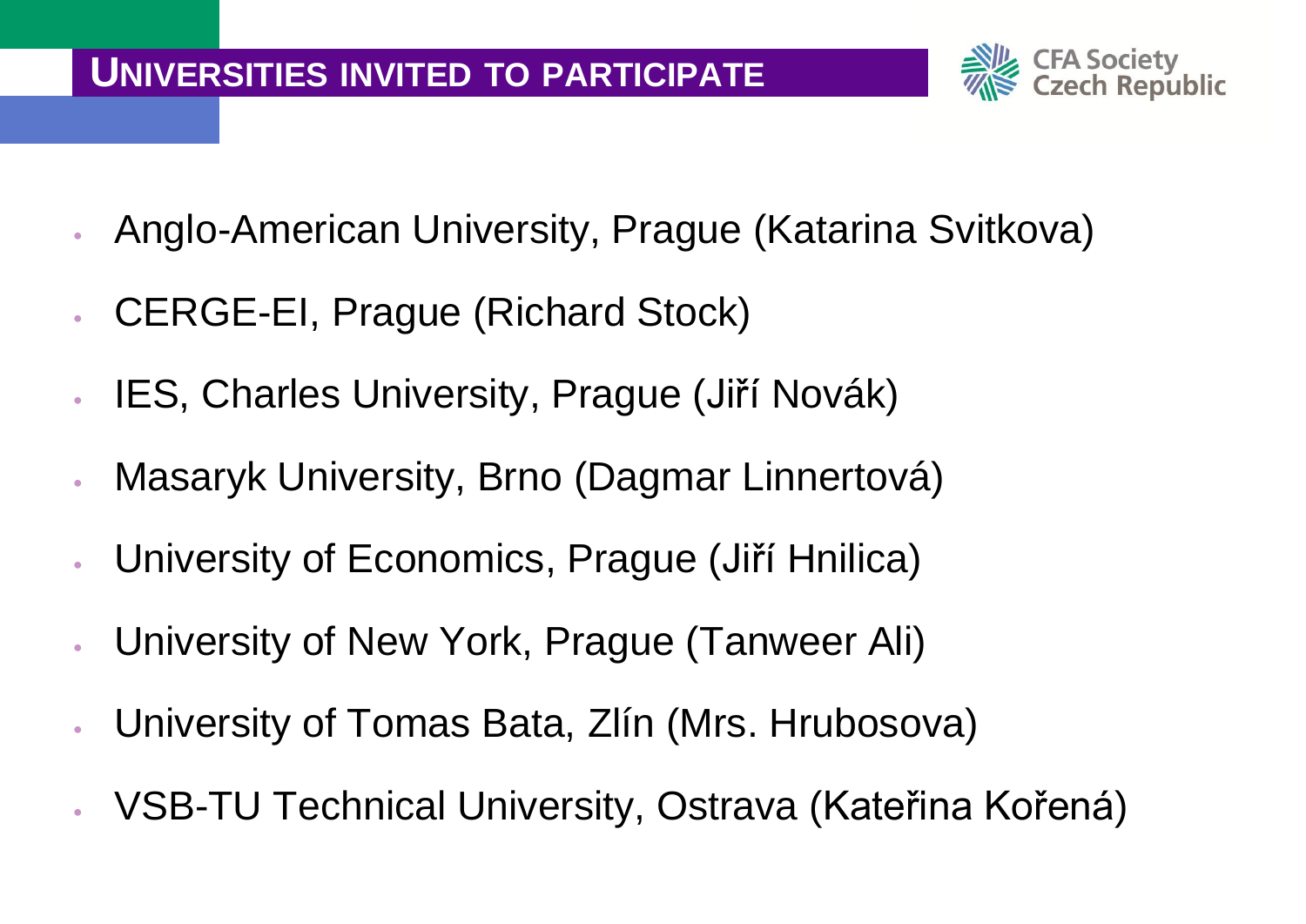# UNIVERSITIES INVITED TO PARTICIPATE

- Anglo-American University, Prague (Katarina Svitkova)
- CERGE-EI, Prague (Richard Stock)
- IES, Charles University, Prague (Jiří Novák)
- Masaryk University, Brno (Dagmar Linnertová)
- University of Economics, Prague (Jiří Hnilica)
- University of New York, Prague (Tanweer Ali)
- University of Tomas Bata, Zlín (Mrs. Hrubosova)
- VSB-TU Technical University, Ostrava (Kateřina Kořená)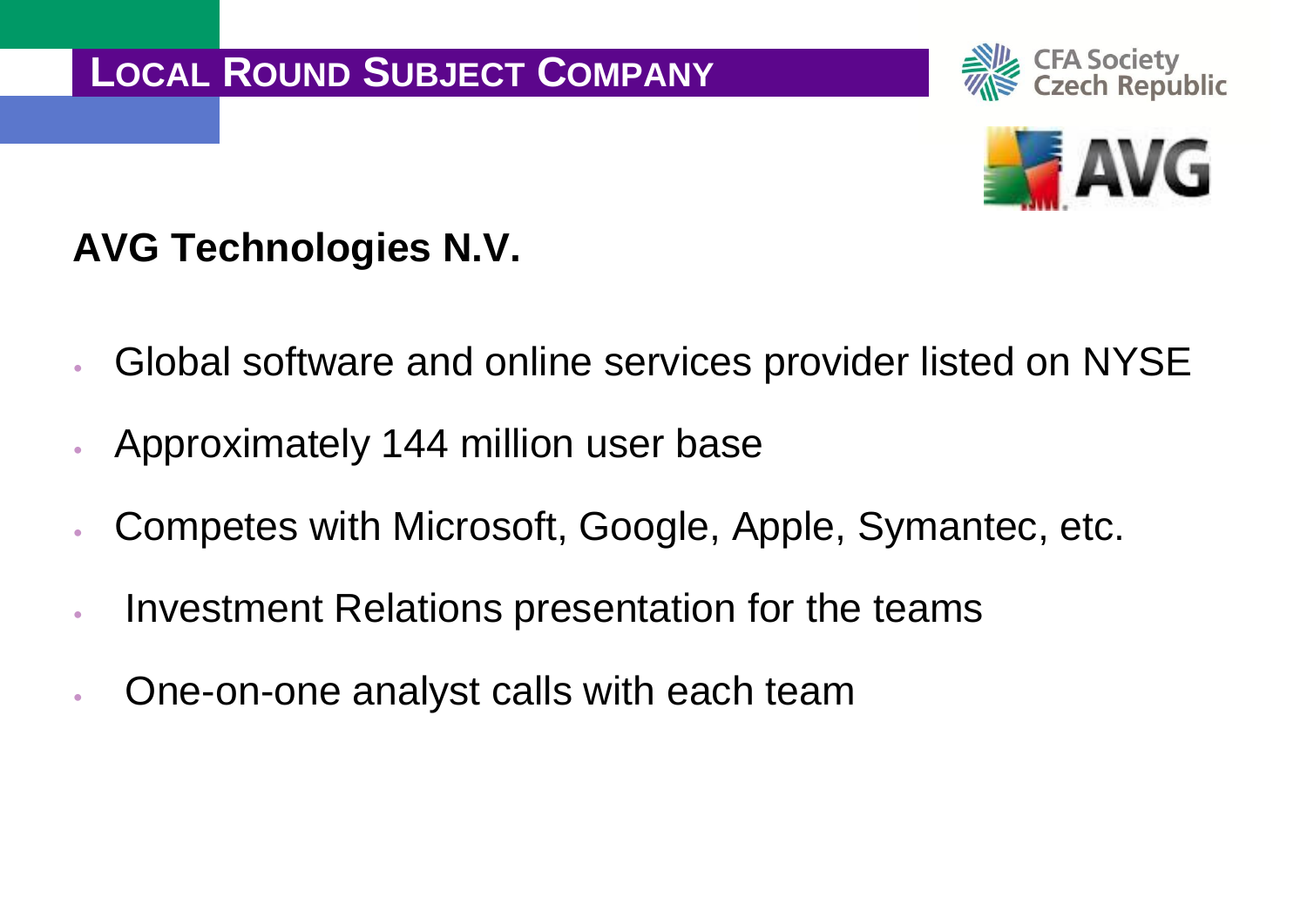# Local Round Subject Company

## AVG Technologies N.V.

- Global software and online services provider listed on NYSE
- Approximately 144 million user base
- Competes with Microsoft, Google, Apple, Symantec, etc.
- Investment Relations presentation for the teams
- One-on-one analyst calls with each team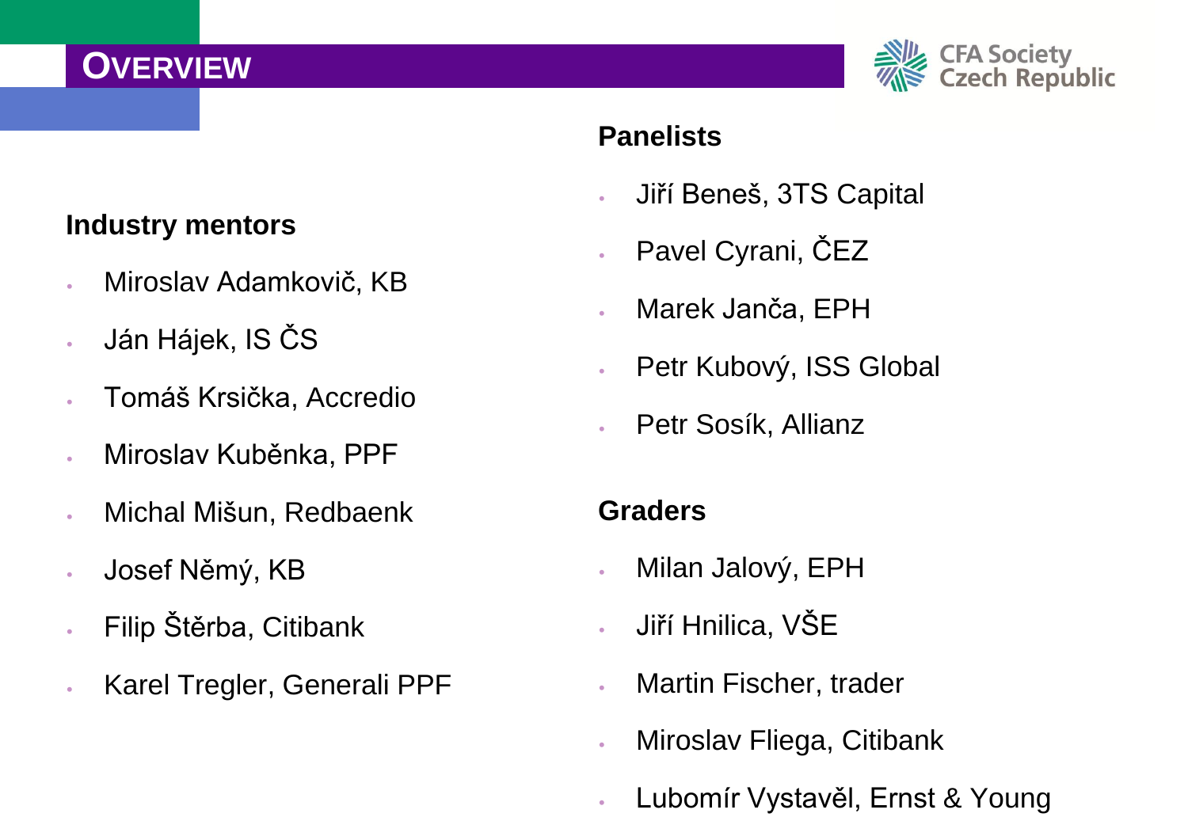# OVERVIEW

CFA Society Czech Republic

## Industry mentors

- Miroslav Adamkovič, KB
- Ján Hájek, IS ČS
- Tomáš Krsička, Accredio
- Miroslav Kuběnka, PPF
- Michal Mišun, Redbaenk
- Josef Němý, KB
- Filip Štěrba, Citibank
- Karel Tregler, Generali PPF

## Panelists

- Jiří Beneš, 3TS Capital
- Pavel Cyrani, ČEZ
- Marek Janča, EPH
- Petr Kubový, ISS Global
- Petr Sosík, Allianz

## Graders

- Milan Jalový, EPH
- Jiří Hnilica, VŠE
- Martin Fischer, trader
- Miroslav Fliega, Citibank
- Lubomír Vystavěl, Ernst & Young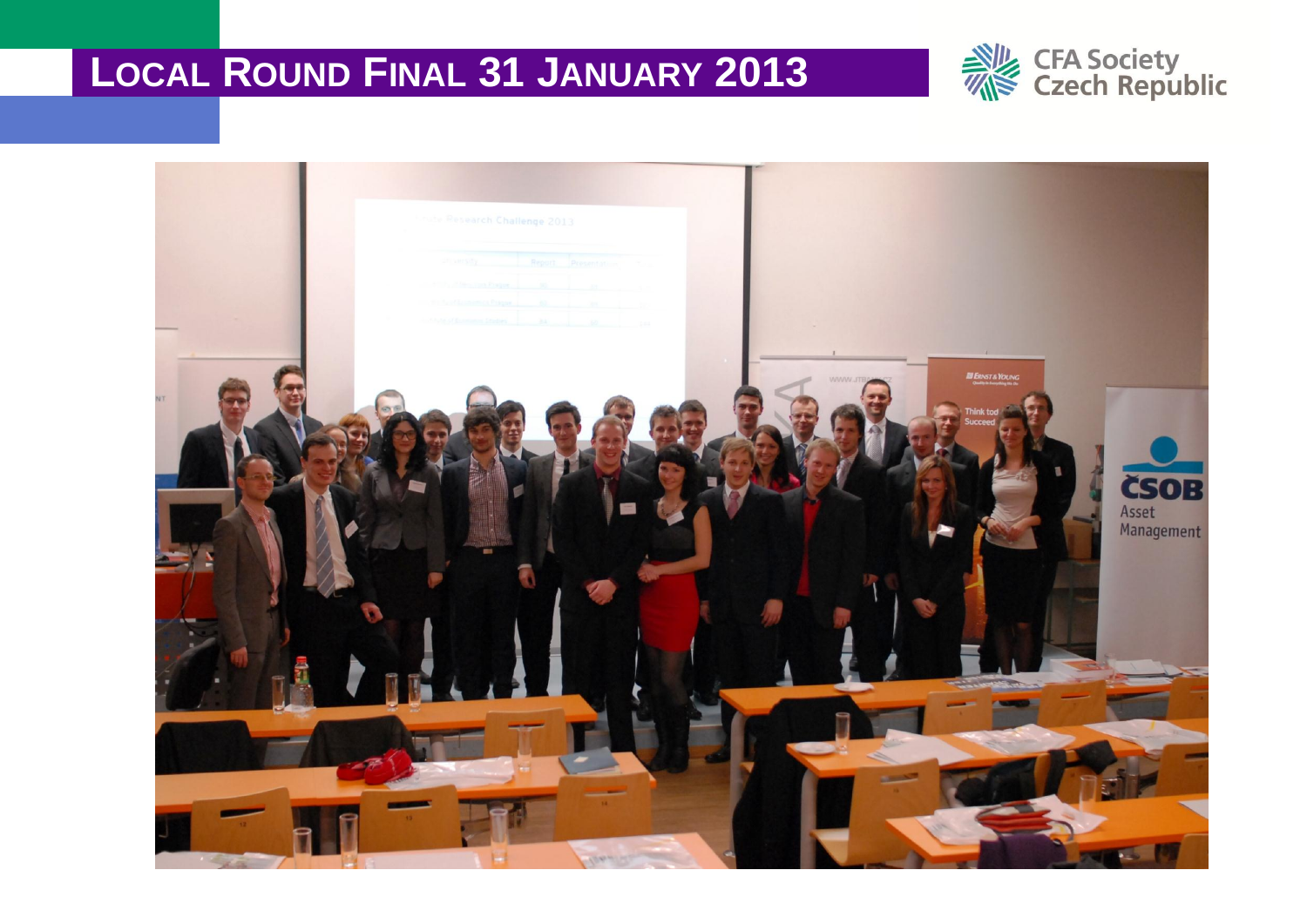# Local Round Final 31 January 2013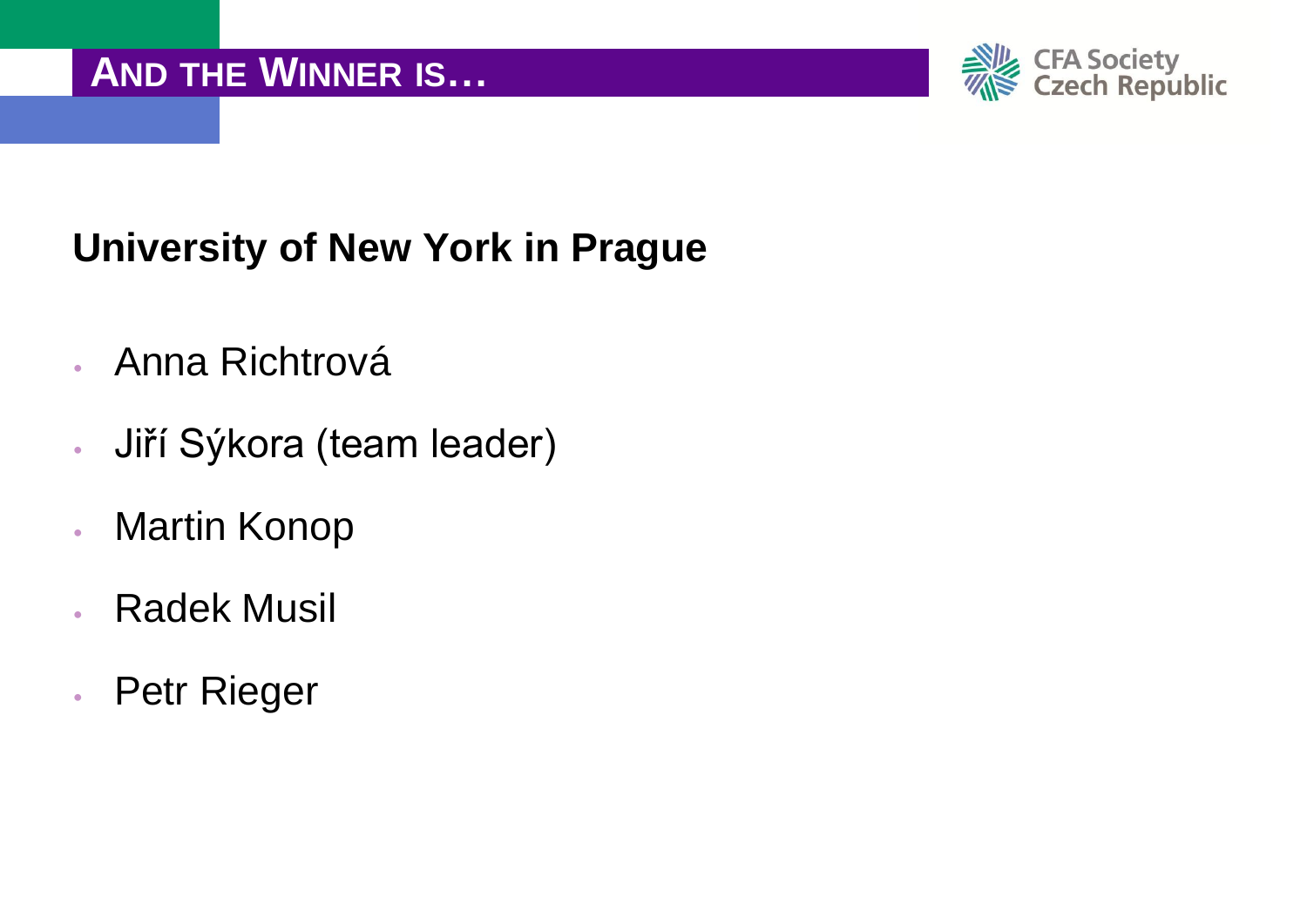# AND THE WINNER IS…

## University of New York in Prague

- Anna Richtrová
- Jiří Sýkora (team leader)
- Martin Konop
- Radek Musil
- Petr Rieger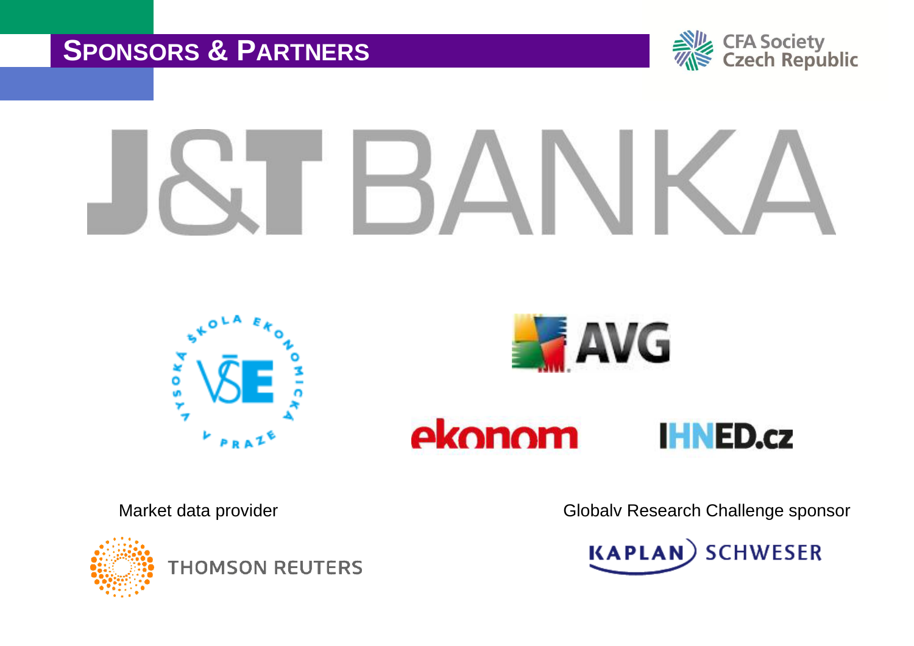# SPONSORS & PARTNERS

CFA Society Czech Republic

J&T BANKA

VYSOKÁ ŠKOLA EKONOMICKÁ V PRAZE — VŠE

AVG

ekonom

IHNED.cz

Market data provider

THOMSON REUTERS

Globalv Research Challenge sponsor

KAPLAN SCHWESER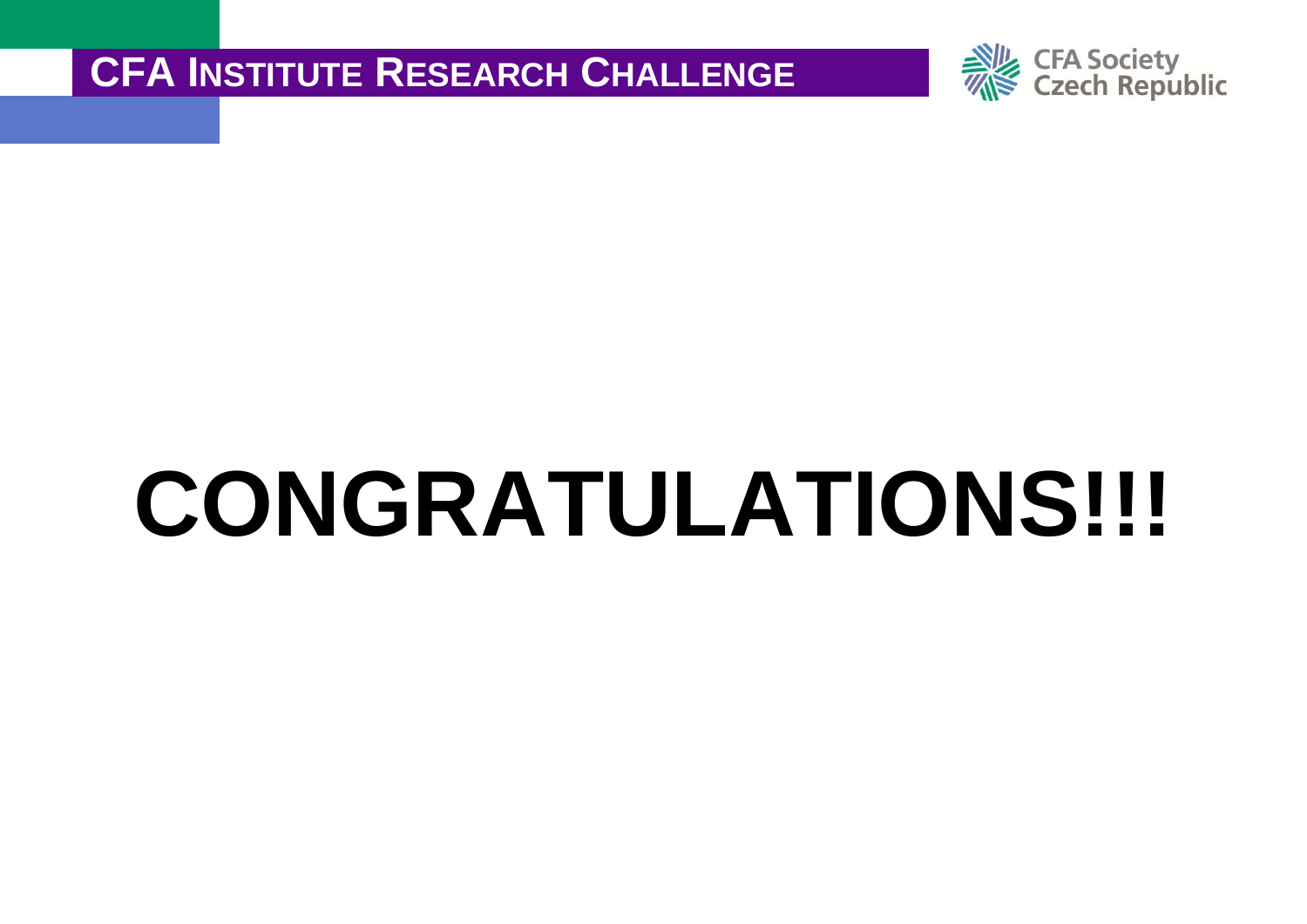CFA INSTITUTE RESEARCH CHALLENGE

CFA Society Czech Republic

# CONGRATULATIONS!!!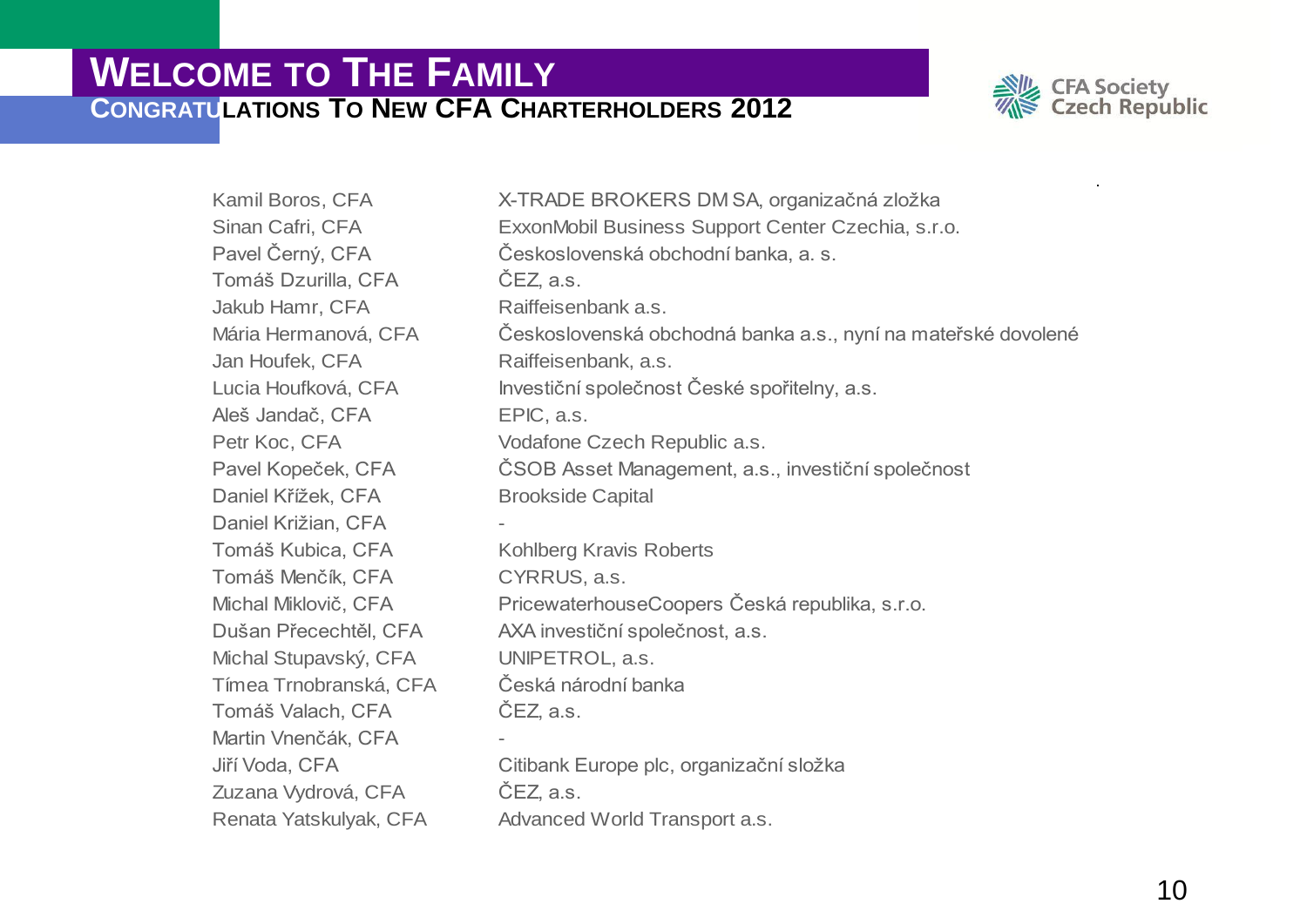# Welcome to The Family

## Congratulations To New CFA Charterholders 2012

CFA Society Czech Republic

| | |
|---|---|
| Kamil Boros, CFA | X-TRADE BROKERS DM SA, organizačná zložka |
| Sinan Cafri, CFA | ExxonMobil Business Support Center Czechia, s.r.o. |
| Pavel Černý, CFA | Československá obchodní banka, a. s. |
| Tomáš Dzurilla, CFA | ČEZ, a.s. |
| Jakub Hamr, CFA | Raiffeisenbank a.s. |
| Mária Hermanová, CFA | Československá obchodná banka a.s., nyní na mateřské dovolené |
| Jan Houfek, CFA | Raiffeisenbank, a.s. |
| Lucia Houfková, CFA | Investiční společnost České spořitelny, a.s. |
| Aleš Jandač, CFA | EPIC, a.s. |
| Petr Koc, CFA | Vodafone Czech Republic a.s. |
| Pavel Kopeček, CFA | ČSOB Asset Management, a.s., investiční společnost |
| Daniel Křížek, CFA | Brookside Capital |
| Daniel Križian, CFA | - |
| Tomáš Kubica, CFA | Kohlberg Kravis Roberts |
| Tomáš Menčík, CFA | CYRRUS, a.s. |
| Michal Miklovič, CFA | PricewaterhouseCoopers Česká republika, s.r.o. |
| Dušan Přecechtěl, CFA | AXA investiční společnost, a.s. |
| Michal Stupavský, CFA | UNIPETROL, a.s. |
| Tímea Trnobranská, CFA | Česká národní banka |
| Tomáš Valach, CFA | ČEZ, a.s. |
| Martin Vnenčák, CFA | - |
| Jiří Voda, CFA | Citibank Europe plc, organizační složka |
| Zuzana Vydrová, CFA | ČEZ, a.s. |
| Renata Yatskulyak, CFA | Advanced World Transport a.s. |